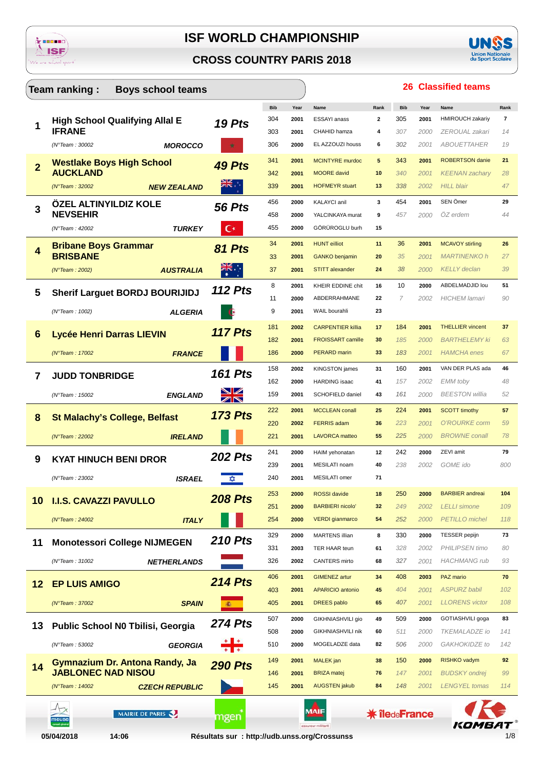# ISF WORLD CHAMPIONSHIP

## CROSS COUNTRY PARIS 2018

**Team ranking : Boys school teams** — **26 Classified teams**

| Rank | Team | Pts | Bib | Year | Name | Rank | Bib | Year | Name | Rank |
|---|---|---|---|---|---|---|---|---|---|---|
| 1 | **High School Qualifying Allal E IFRANE** | **19 Pts** | 304 | 2001 | ESSAYI anass | 2 | 305 | 2001 | HMIROUCH zakariy | 7 |
| | | | 303 | 2001 | CHAHID hamza | 4 | *307* | *2000* | *ZEROUAL zakari* | *14* |
| | (N°Team : 30002) **MOROCCO** | | 306 | 2000 | EL AZZOUZI houss | 6 | *302* | *2001* | *ABOUETTAHER* | *19* |
| 2 | **Westlake Boys High School AUCKLAND** | **49 Pts** | 341 | 2001 | MCINTYRE murdoc | 5 | 343 | 2001 | ROBERTSON danie | 21 |
| | | | 342 | 2001 | MOORE david | 10 | *340* | *2001* | *KEENAN zachary* | *28* |
| | (N°Team : 32002) **NEW ZEALAND** | | 339 | 2001 | HOFMEYR stuart | 13 | *338* | *2002* | *HILL blair* | *47* |
| 3 | **ÖZEL ALTINYILDIZ KOLE NEVSEHIR** | **56 Pts** | 456 | 2000 | KALAYCI anil | 3 | 454 | 2001 | SEN Ömer | 29 |
| | | | 458 | 2000 | YALCINKAYA murat | 9 | *457* | *2000* | *ÖZ erdem* | *44* |
| | (N°Team : 42002) **TURKEY** | | 455 | 2000 | GÖRÜROGLU burh | 15 | | | | |
| 4 | **Bribane Boys Grammar BRISBANE** | **81 Pts** | 34 | 2001 | HUNT eilliot | 11 | 36 | 2001 | MCAVOY stirling | 26 |
| | | | 33 | 2001 | GANKO benjamin | 20 | *35* | *2001* | *MARTINENKO h* | *27* |
| | (N°Team : 2002) **AUSTRALIA** | | 37 | 2001 | STITT alexander | 24 | *38* | *2000* | *KELLY declan* | *39* |
| 5 | **Sherif Larguet BORDJ BOURIJIDJ** | **112 Pts** | 8 | 2001 | KHEIR EDDINE chit | 16 | 10 | 2000 | ABDELMADJID lou | 51 |
| | | | 11 | 2000 | ABDERRAHMANE | 22 | *7* | *2002* | *HICHEM lamari* | *90* |
| | (N°Team : 1002) **ALGERIA** | | 9 | 2001 | WAIL bourahli | 23 | | | | |
| 6 | **Lycée Henri Darras LIEVIN** | **117 Pts** | 181 | 2002 | CARPENTIER killia | 17 | 184 | 2001 | THELLIER vincent | 37 |
| | | | 182 | 2001 | FROISSART camille | 30 | *185* | *2000* | *BARTHELEMY ki* | *63* |
| | (N°Team : 17002) **FRANCE** | | 186 | 2000 | PERARD marin | 33 | *183* | *2001* | *HAMCHA enes* | *67* |
| 7 | **JUDD TONBRIDGE** | **161 Pts** | 158 | 2002 | KINGSTON james | 31 | 160 | 2001 | VAN DER PLAS ada | 46 |
| | | | 162 | 2000 | HARDING isaac | 41 | *157* | *2002* | *EMM toby* | *48* |
| | (N°Team : 15002) **ENGLAND** | | 159 | 2001 | SCHOFIELD daniel | 43 | *161* | *2000* | *BEESTON willia* | *52* |
| 8 | **St Malachy's College, Belfast** | **173 Pts** | 222 | 2001 | MCCLEAN conall | 25 | 224 | 2001 | SCOTT timothy | 57 |
| | | | 220 | 2002 | FERRIS adam | 36 | *223* | *2001* | *O'ROURKE corm* | *59* |
| | (N°Team : 22002) **IRELAND** | | 221 | 2001 | LAVORCA matteo | 55 | *225* | *2000* | *BROWNE conall* | *78* |
| 9 | **KYAT HINUCH BENI DROR** | **202 Pts** | 241 | 2000 | HAIM yehonatan | 12 | 242 | 2000 | ZEVI amit | 79 |
| | | | 239 | 2001 | MESILATI noam | 40 | *238* | *2002* | *GOME ido* | *800* |
| | (N°Team : 23002) **ISRAEL** | | 240 | 2001 | MESILATI omer | 71 | | | | |
| 10 | **I.I.S. CAVAZZI PAVULLO** | **208 Pts** | 253 | 2000 | ROSSI davide | 18 | 250 | 2000 | BARBIER andreai | 104 |
| | | | 251 | 2000 | BARBIERI nicolo' | 32 | *249* | *2002* | *LELLI simone* | *109* |
| | (N°Team : 24002) **ITALY** | | 254 | 2000 | VERDI gianmarco | 54 | *252* | *2000* | *PETILLO michel* | *118* |
| 11 | **Monotessori College NIJMEGEN** | **210 Pts** | 329 | 2000 | MARTENS illian | 8 | 330 | 2000 | TESSER pepijn | 73 |
| | | | 331 | 2003 | TER HAAR teun | 61 | *328* | *2002* | *PHILIPSEN timo* | *80* |
| | (N°Team : 31002) **NETHERLANDS** | | 326 | 2002 | CANTERS mirto | 68 | *327* | *2001* | *HACHMANG rub* | *93* |
| 12 | **EP LUIS AMIGO** | **214 Pts** | 406 | 2001 | GIMENEZ artur | 34 | 408 | 2003 | PAZ mario | 70 |
| | | | 403 | 2001 | APARICIO antonio | 45 | *404* | *2001* | *ASPURZ babil* | *102* |
| | (N°Team : 37002) **SPAIN** | | 405 | 2001 | DREES pablo | 65 | *407* | *2001* | *LLORENS victor* | *108* |
| 13 | **Public School N0 Tbilisi, Georgia** | **274 Pts** | 507 | 2000 | GIKHNIASHVILI gio | 49 | 509 | 2000 | GOTIASHVILI goga | 83 |
| | | | 508 | 2000 | GIKHNIASHVILI nik | 60 | *511* | *2000* | *TKEMALADZE io* | *141* |
| | (N°Team : 53002) **GEORGIA** | | 510 | 2000 | MOGELADZE data | 82 | *506* | *2000* | *GAKHOKIDZE to* | *142* |
| 14 | **Gymnazium Dr. Antona Randy, Ja JABLONEC NAD NISOU** | **290 Pts** | 149 | 2001 | MALEK jan | 38 | 150 | 2000 | RISHKO vadym | 92 |
| | | | 146 | 2001 | BRIZA matej | 76 | *147* | *2001* | *BUDSKY ondrej* | *99* |
| | (N°Team : 14002) **CZECH REPUBLIC** | | 145 | 2001 | AUGSTEN jakub | 84 | *148* | *2001* | *LENGYEL tomas* | *114* |

05/04/2018 14:06 Résultats sur : http://udb.unss.org/Crossunss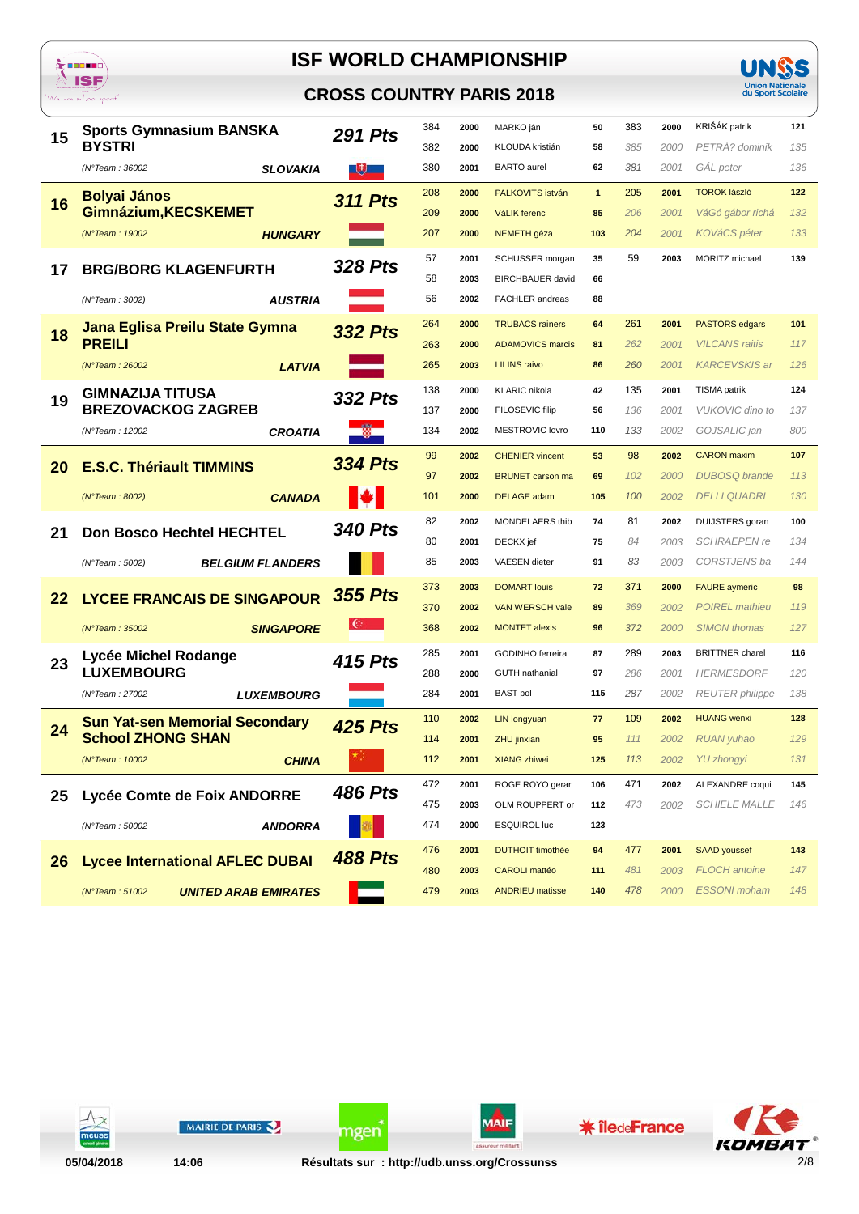# ISF WORLD CHAMPIONSHIP

## CROSS COUNTRY PARIS 2018

| Rank | Team | Pts | Bib | Year | Name | Place | Bib | Year | Name | Place |
|---|---|---|---|---|---|---|---|---|---|---|
| 15 | Sports Gymnasium BANSKA BYSTRI (N°Team : 36002) SLOVAKIA | 291 Pts | 384 | 2000 | MARKO ján | 50 | 383 | 2000 | KRIŠÁK patrik | 121 |
| | | | 382 | 2000 | KLOUDA kristián | 58 | 385 | 2000 | PETRÁ? dominik | 135 |
| | | | 380 | 2001 | BARTO aurel | 62 | 381 | 2001 | GÁL peter | 136 |
| 16 | Bolyai János Gimnázium,KECSKEMET (N°Team : 19002) HUNGARY | 311 Pts | 208 | 2000 | PALKOVITS istván | 1 | 205 | 2001 | TOROK lászló | 122 |
| | | | 209 | 2000 | VáLIK ferenc | 85 | 206 | 2001 | VáGó gábor richá | 132 |
| | | | 207 | 2000 | NEMETH géza | 103 | 204 | 2001 | KOVáCS péter | 133 |
| 17 | BRG/BORG KLAGENFURTH (N°Team : 3002) AUSTRIA | 328 Pts | 57 | 2001 | SCHUSSER morgan | 35 | 59 | 2003 | MORITZ michael | 139 |
| | | | 58 | 2003 | BIRCHBAUER david | 66 | | | | |
| | | | 56 | 2002 | PACHLER andreas | 88 | | | | |
| 18 | Jana Eglisa Preilu State Gymna PREILI (N°Team : 26002) LATVIA | 332 Pts | 264 | 2000 | TRUBACS rainers | 64 | 261 | 2001 | PASTORS edgars | 101 |
| | | | 263 | 2000 | ADAMOVICS marcis | 81 | 262 | 2001 | VILCANS raitis | 117 |
| | | | 265 | 2003 | LILINS raivo | 86 | 260 | 2001 | KARCEVSKIS ar | 126 |
| 19 | GIMNAZIJA TITUSA BREZOVACKOG ZAGREB (N°Team : 12002) CROATIA | 332 Pts | 138 | 2000 | KLARIC nikola | 42 | 135 | 2001 | TISMA patrik | 124 |
| | | | 137 | 2000 | FILOSEVIC filip | 56 | 136 | 2001 | VUKOVIC dino to | 137 |
| | | | 134 | 2002 | MESTROVIC lovro | 110 | 133 | 2002 | GOJSALIC jan | 800 |
| 20 | E.S.C. Thériault TIMMINS (N°Team : 8002) CANADA | 334 Pts | 99 | 2002 | CHENIER vincent | 53 | 98 | 2002 | CARON maxim | 107 |
| | | | 97 | 2002 | BRUNET carson ma | 69 | 102 | 2000 | DUBOSQ brande | 113 |
| | | | 101 | 2000 | DELAGE adam | 105 | 100 | 2002 | DELLI QUADRI | 130 |
| 21 | Don Bosco Hechtel HECHTEL (N°Team : 5002) BELGIUM FLANDERS | 340 Pts | 82 | 2002 | MONDELAERS thib | 74 | 81 | 2002 | DUIJSTERS goran | 100 |
| | | | 80 | 2001 | DECKX jef | 75 | 84 | 2003 | SCHRAEPEN re | 134 |
| | | | 85 | 2003 | VAESEN dieter | 91 | 83 | 2003 | CORSTJENS ba | 144 |
| 22 | LYCEE FRANCAIS DE SINGAPOUR (N°Team : 35002) SINGAPORE | 355 Pts | 373 | 2003 | DOMART louis | 72 | 371 | 2000 | FAURE aymeric | 98 |
| | | | 370 | 2002 | VAN WERSCH vale | 89 | 369 | 2002 | POIREL mathieu | 119 |
| | | | 368 | 2002 | MONTET alexis | 96 | 372 | 2000 | SIMON thomas | 127 |
| 23 | Lycée Michel Rodange LUXEMBOURG (N°Team : 27002) LUXEMBOURG | 415 Pts | 285 | 2001 | GODINHO ferreira | 87 | 289 | 2003 | BRITTNER charel | 116 |
| | | | 288 | 2000 | GUTH nathanial | 97 | 286 | 2001 | HERMESDORF | 120 |
| | | | 284 | 2001 | BAST pol | 115 | 287 | 2002 | REUTER philippe | 138 |
| 24 | Sun Yat-sen Memorial Secondary School ZHONG SHAN (N°Team : 10002) CHINA | 425 Pts | 110 | 2002 | LIN longyuan | 77 | 109 | 2002 | HUANG wenxi | 128 |
| | | | 114 | 2001 | ZHU jinxian | 95 | 111 | 2002 | RUAN yuhao | 129 |
| | | | 112 | 2001 | XIANG zhiwei | 125 | 113 | 2002 | YU zhongyi | 131 |
| 25 | Lycée Comte de Foix ANDORRE (N°Team : 50002) ANDORRA | 486 Pts | 472 | 2001 | ROGE ROYO gerar | 106 | 471 | 2002 | ALEXANDRE coqui | 145 |
| | | | 475 | 2003 | OLM ROUPPERT or | 112 | 473 | 2002 | SCHIELE MALLE | 146 |
| | | | 474 | 2000 | ESQUIROL luc | 123 | | | | |
| 26 | Lycee International AFLEC DUBAI (N°Team : 51002) UNITED ARAB EMIRATES | 488 Pts | 476 | 2001 | DUTHOIT timothée | 94 | 477 | 2001 | SAAD youssef | 143 |
| | | | 480 | 2003 | CAROLI mattéo | 111 | 481 | 2003 | FLOCH antoine | 147 |
| | | | 479 | 2003 | ANDRIEU matisse | 140 | 478 | 2000 | ESSONI moham | 148 |

05/04/2018 14:06 Résultats sur : http://udb.unss.org/Crossunss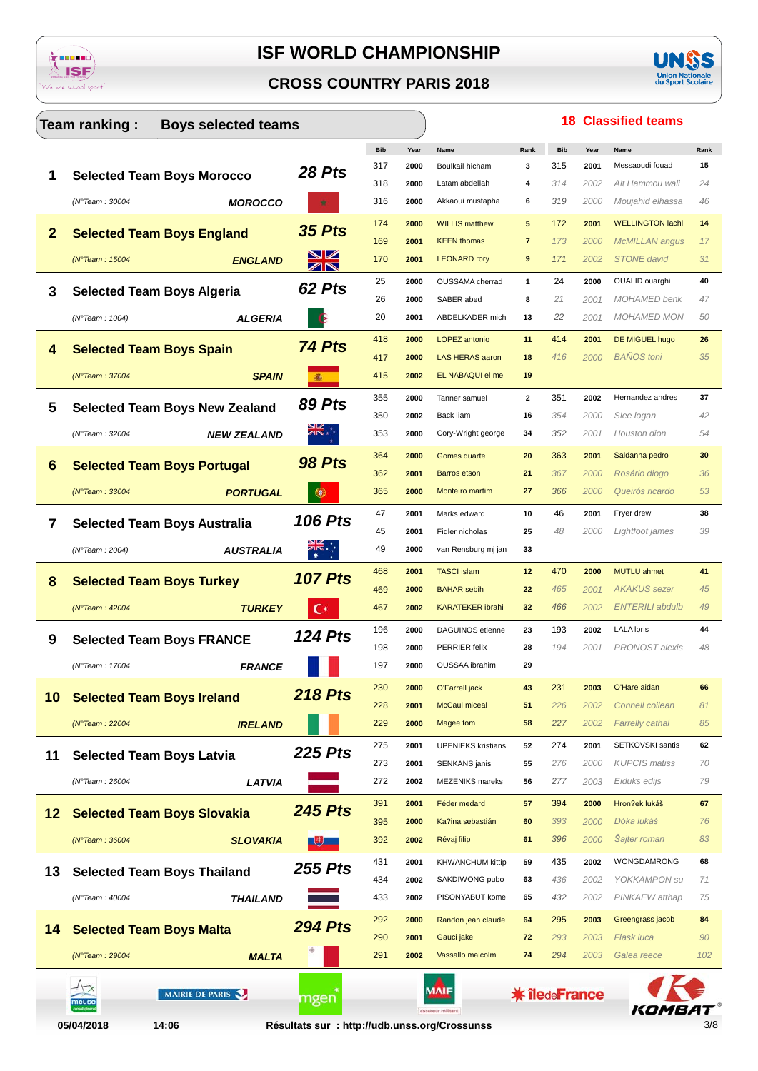# ISF WORLD CHAMPIONSHIP

## CROSS COUNTRY PARIS 2018

**Team ranking : Boys selected teams** — **18 Classified teams**

| # | Team | Pts | Bib | Year | Name | Rank | Bib | Year | Name | Rank |
|---|---|---|---|---|---|---|---|---|---|---|
| 1 | **Selected Team Boys Morocco** | **28 Pts** | 317 | 2000 | Boulkail hicham | 3 | 315 | 2001 | Messaoudi fouad | 15 |
| | (N°Team : 30004) **MOROCCO** | | 318 | 2000 | Latam abdellah | 4 | *314* | *2002* | *Ait Hammou wali* | *24* |
| | | | 316 | 2000 | Akkaoui mustapha | 6 | *319* | *2000* | *Moujahid elhassa* | *46* |
| 2 | **Selected Team Boys England** | **35 Pts** | 174 | 2000 | WILLIS matthew | 5 | 172 | 2001 | WELLINGTON lachl | 14 |
| | (N°Team : 15004) **ENGLAND** | | 169 | 2001 | KEEN thomas | 7 | *173* | *2000* | *McMILLAN angus* | *17* |
| | | | 170 | 2001 | LEONARD rory | 9 | *171* | *2002* | *STONE david* | *31* |
| 3 | **Selected Team Boys Algeria** | **62 Pts** | 25 | 2000 | OUSSAMA cherrad | 1 | 24 | 2000 | OUALID ouarghi | 40 |
| | (N°Team : 1004) **ALGERIA** | | 26 | 2000 | SABER abed | 8 | *21* | *2001* | *MOHAMED benk* | *47* |
| | | | 20 | 2001 | ABDELKADER mich | 13 | *22* | *2001* | *MOHAMED MON* | *50* |
| 4 | **Selected Team Boys Spain** | **74 Pts** | 418 | 2000 | LOPEZ antonio | 11 | 414 | 2001 | DE MIGUEL hugo | 26 |
| | (N°Team : 37004) **SPAIN** | | 417 | 2000 | LAS HERAS aaron | 18 | *416* | *2000* | *BAÑOS toni* | *35* |
| | | | 415 | 2002 | EL NABAQUI el me | 19 | | | | |
| 5 | **Selected Team Boys New Zealand** | **89 Pts** | 355 | 2000 | Tanner samuel | 2 | 351 | 2002 | Hernandez andres | 37 |
| | (N°Team : 32004) **NEW ZEALAND** | | 350 | 2002 | Back liam | 16 | *354* | *2000* | *Slee logan* | *42* |
| | | | 353 | 2000 | Cory-Wright george | 34 | *352* | *2001* | *Houston dion* | *54* |
| 6 | **Selected Team Boys Portugal** | **98 Pts** | 364 | 2000 | Gomes duarte | 20 | 363 | 2001 | Saldanha pedro | 30 |
| | (N°Team : 33004) **PORTUGAL** | | 362 | 2001 | Barros etson | 21 | *367* | *2000* | *Rosário diogo* | *36* |
| | | | 365 | 2000 | Monteiro martim | 27 | *366* | *2000* | *Queirós ricardo* | *53* |
| 7 | **Selected Team Boys Australia** | **106 Pts** | 47 | 2001 | Marks edward | 10 | 46 | 2001 | Fryer drew | 38 |
| | (N°Team : 2004) **AUSTRALIA** | | 45 | 2001 | Fidler nicholas | 25 | *48* | *2000* | *Lightfoot james* | *39* |
| | | | 49 | 2000 | van Rensburg mj jan | 33 | | | | |
| 8 | **Selected Team Boys Turkey** | **107 Pts** | 468 | 2001 | TASCI islam | 12 | 470 | 2000 | MUTLU ahmet | 41 |
| | (N°Team : 42004) **TURKEY** | | 469 | 2000 | BAHAR sebih | 22 | *465* | *2001* | *AKAKUS sezer* | *45* |
| | | | 467 | 2002 | KARATEKER ibrahi | 32 | *466* | *2002* | *ENTERILI abdulb* | *49* |
| 9 | **Selected Team Boys FRANCE** | **124 Pts** | 196 | 2000 | DAGUINOS etienne | 23 | 193 | 2002 | LALA loris | 44 |
| | (N°Team : 17004) **FRANCE** | | 198 | 2000 | PERRIER felix | 28 | *194* | *2001* | *PRONOST alexis* | *48* |
| | | | 197 | 2000 | OUSSAA ibrahim | 29 | | | | |
| 10 | **Selected Team Boys Ireland** | **218 Pts** | 230 | 2000 | O'Farrell jack | 43 | 231 | 2003 | O'Hare aidan | 66 |
| | (N°Team : 22004) **IRELAND** | | 228 | 2001 | McCaul miceal | 51 | *226* | *2002* | *Connell coilean* | *81* |
| | | | 229 | 2000 | Magee tom | 58 | *227* | *2002* | *Farrelly cathal* | *85* |
| 11 | **Selected Team Boys Latvia** | **225 Pts** | 275 | 2001 | UPENIEKS kristians | 52 | 274 | 2001 | SETKOVSKI santis | 62 |
| | (N°Team : 26004) **LATVIA** | | 273 | 2001 | SENKANS janis | 55 | *276* | *2000* | *KUPCIS matiss* | *70* |
| | | | 272 | 2002 | MEZENIKS mareks | 56 | *277* | *2003* | *Eiduks edijs* | *79* |
| 12 | **Selected Team Boys Slovakia** | **245 Pts** | 391 | 2001 | Féder medard | 57 | 394 | 2000 | Hron?ek lukáš | 67 |
| | (N°Team : 36004) **SLOVAKIA** | | 395 | 2000 | Ka?ina sebastián | 60 | *393* | *2000* | *Dóka lukáš* | *76* |
| | | | 392 | 2002 | Révaj filip | 61 | *396* | *2000* | *Šajter roman* | *83* |
| 13 | **Selected Team Boys Thailand** | **255 Pts** | 431 | 2001 | KHWANCHUM kittip | 59 | 435 | 2002 | WONGDAMRONG | 68 |
| | (N°Team : 40004) **THAILAND** | | 434 | 2002 | SAKDIWONG pubo | 63 | *436* | *2002* | *YOKKAMPON su* | *71* |
| | | | 433 | 2002 | PISONYABUT kome | 65 | *432* | *2002* | *PINKAEW atthap* | *75* |
| 14 | **Selected Team Boys Malta** | **294 Pts** | 292 | 2000 | Randon jean claude | 64 | 295 | 2003 | Greengrass jacob | 84 |
| | (N°Team : 29004) **MALTA** | | 290 | 2001 | Gauci jake | 72 | *293* | *2003* | *Flask luca* | *90* |
| | | | 291 | 2002 | Vassallo malcolm | 74 | *294* | *2003* | *Galea reece* | *102* |

05/04/2018 14:06 — Résultats sur : http://udb.unss.org/Crossunss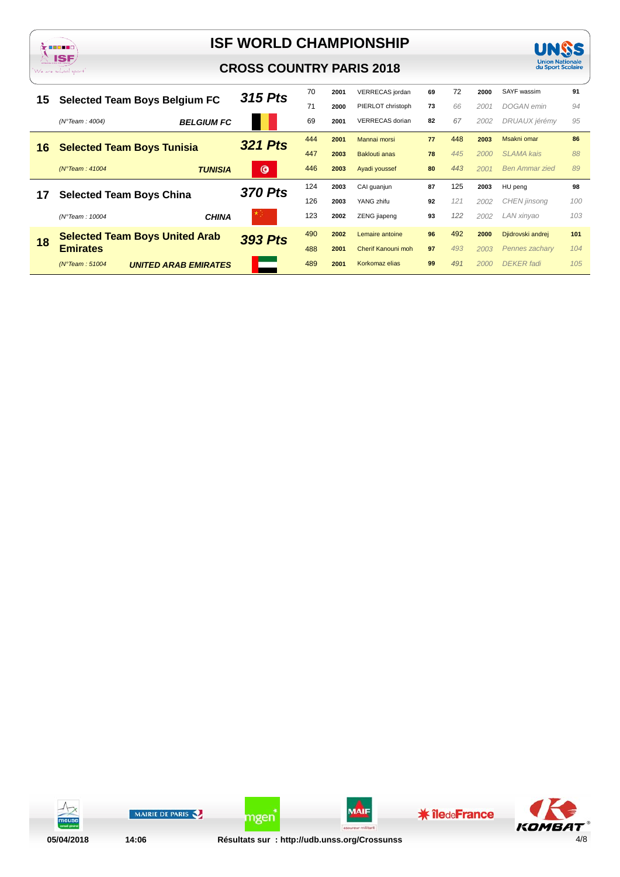# ISF WORLD CHAMPIONSHIP

## CROSS COUNTRY PARIS 2018

| Rank | Team | Pts | Bib | Year | Name | Place | Bib | Year | Name | Place |
|---|---|---|---|---|---|---|---|---|---|---|
| 15 | Selected Team Boys Belgium FC | 315 Pts | 70 | 2001 | VERRECAS jordan | 69 | 72 | 2000 | SAYF wassim | 91 |
| | | | 71 | 2000 | PIERLOT christoph | 73 | *66* | *2001* | *DOGAN emin* | *94* |
| | (N°Team : 4004) BELGIUM FC | | 69 | 2001 | VERRECAS dorian | 82 | *67* | *2002* | *DRUAUX jérémy* | *95* |
| 16 | Selected Team Boys Tunisia | 321 Pts | 444 | 2001 | Mannai morsi | 77 | 448 | 2003 | Msakni omar | 86 |
| | | | 447 | 2003 | Baklouti anas | 78 | *445* | *2000* | *SLAMA kais* | *88* |
| | (N°Team : 41004) TUNISIA | | 446 | 2003 | Ayadi youssef | 80 | *443* | *2001* | *Ben Ammar zied* | *89* |
| 17 | Selected Team Boys China | 370 Pts | 124 | 2003 | CAI guanjun | 87 | 125 | 2003 | HU peng | 98 |
| | | | 126 | 2003 | YANG zhifu | 92 | *121* | *2002* | *CHEN jinsong* | *100* |
| | (N°Team : 10004) CHINA | | 123 | 2002 | ZENG jiapeng | 93 | *122* | *2002* | *LAN xinyao* | *103* |
| 18 | Selected Team Boys United Arab Emirates | 393 Pts | 490 | 2002 | Lemaire antoine | 96 | 492 | 2000 | Djidrovski andrej | 101 |
| | | | 488 | 2001 | Cherif Kanouni moh | 97 | *493* | *2003* | *Pennes zachary* | *104* |
| | (N°Team : 51004) UNITED ARAB EMIRATES | | 489 | 2001 | Korkomaz elias | 99 | *491* | *2000* | *DEKER fadi* | *105* |

05/04/2018 14:06 Résultats sur : http://udb.unss.org/Crossunss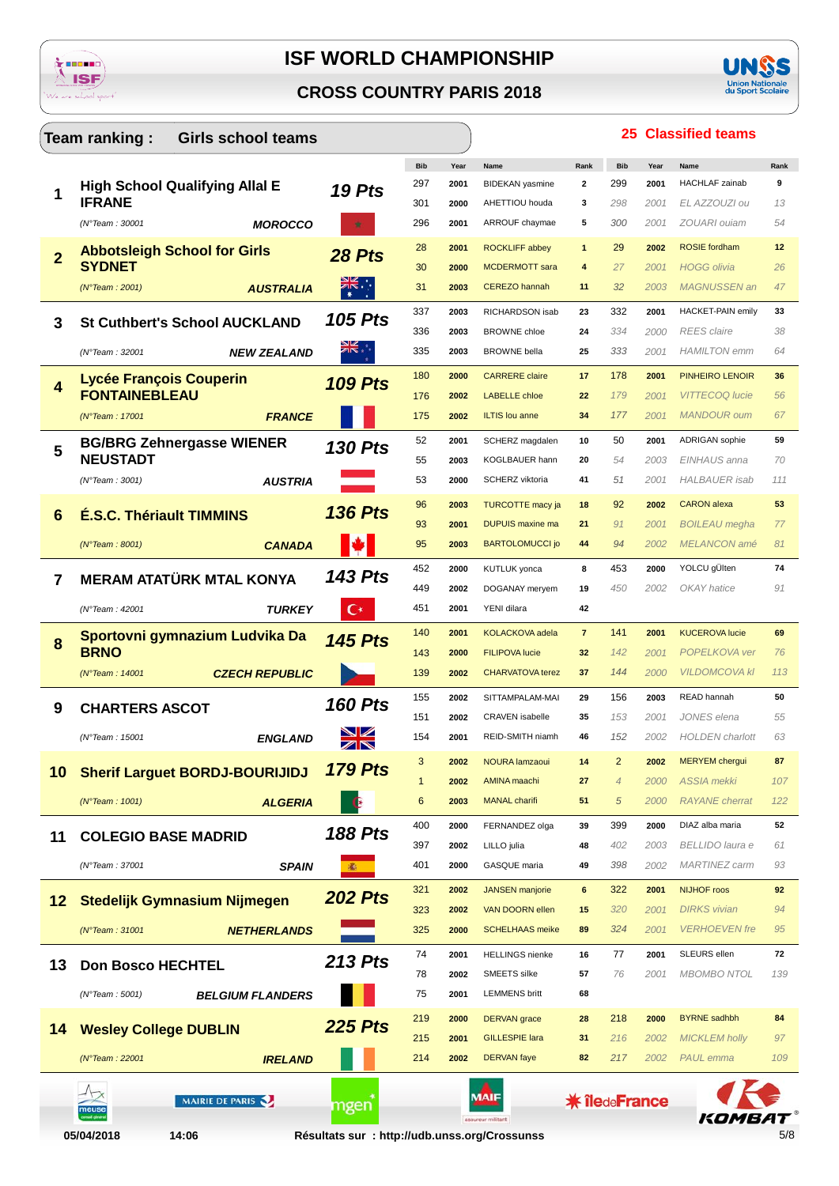# ISF WORLD CHAMPIONSHIP

## CROSS COUNTRY PARIS 2018

**Team ranking : Girls school teams** — **25 Classified teams**

| Rank | Team | Pts | Bib | Year | Name | Rank | Bib | Year | Name | Rank |
|---|---|---|---|---|---|---|---|---|---|---|
| 1 | **High School Qualifying Allal E IFRANE** | **19 Pts** | 297 | 2001 | BIDEKAN yasmine | 2 | 299 | 2001 | HACHLAF zainab | 9 |
| | | | 301 | 2000 | AHETTIOU houda | 3 | *298* | *2001* | *EL AZZOUZI ou* | *13* |
| | (N°Team : 30001) **MOROCCO** | | 296 | 2001 | ARROUF chaymae | 5 | *300* | *2001* | *ZOUARI ouiam* | *54* |
| 2 | **Abbotsleigh School for Girls SYDNET** | **28 Pts** | 28 | 2001 | ROCKLIFF abbey | 1 | 29 | 2002 | ROSIE fordham | 12 |
| | | | 30 | 2000 | MCDERMOTT sara | 4 | *27* | *2001* | *HOGG olivia* | *26* |
| | (N°Team : 2001) **AUSTRALIA** | | 31 | 2003 | CEREZO hannah | 11 | *32* | *2003* | *MAGNUSSEN an* | *47* |
| 3 | **St Cuthbert's School AUCKLAND** | **105 Pts** | 337 | 2003 | RICHARDSON isab | 23 | 332 | 2001 | HACKET-PAIN emily | 33 |
| | | | 336 | 2003 | BROWNE chloe | 24 | *334* | *2000* | *REES claire* | *38* |
| | (N°Team : 32001) **NEW ZEALAND** | | 335 | 2003 | BROWNE bella | 25 | *333* | *2001* | *HAMILTON emm* | *64* |
| 4 | **Lycée François Couperin FONTAINEBLEAU** | **109 Pts** | 180 | 2000 | CARRERE claire | 17 | 178 | 2001 | PINHEIRO LENOIR | 36 |
| | | | 176 | 2002 | LABELLE chloe | 22 | *179* | *2001* | *VITTECOQ lucie* | *56* |
| | (N°Team : 17001) **FRANCE** | | 175 | 2002 | ILTIS lou anne | 34 | *177* | *2001* | *MANDOUR oum* | *67* |
| 5 | **BG/BRG Zehnergasse WIENER NEUSTADT** | **130 Pts** | 52 | 2001 | SCHERZ magdalen | 10 | 50 | 2001 | ADRIGAN sophie | 59 |
| | | | 55 | 2003 | KOGLBAUER hann | 20 | *54* | *2003* | *EINHAUS anna* | *70* |
| | (N°Team : 3001) **AUSTRIA** | | 53 | 2000 | SCHERZ viktoria | 41 | *51* | *2001* | *HALBAUER isab* | *111* |
| 6 | **É.S.C. Thériault TIMMINS** | **136 Pts** | 96 | 2003 | TURCOTTE macy ja | 18 | 92 | 2002 | CARON alexa | 53 |
| | | | 93 | 2001 | DUPUIS maxine ma | 21 | *91* | *2001* | *BOILEAU megha* | *77* |
| | (N°Team : 8001) **CANADA** | | 95 | 2003 | BARTOLOMUCCI jo | 44 | *94* | *2002* | *MELANCON amé* | *81* |
| 7 | **MERAM ATATÜRK MTAL KONYA** | **143 Pts** | 452 | 2000 | KUTLUK yonca | 8 | 453 | 2000 | YOLCU gÜlten | 74 |
| | | | 449 | 2002 | DOGANAY meryem | 19 | *450* | *2002* | *OKAY hatice* | *91* |
| | (N°Team : 42001) **TURKEY** | | 451 | 2001 | YENI dilara | 42 | | | | |
| 8 | **Sportovni gymnazium Ludvika Da BRNO** | **145 Pts** | 140 | 2001 | KOLACKOVA adela | 7 | 141 | 2001 | KUCEROVA lucie | 69 |
| | | | 143 | 2000 | FILIPOVA lucie | 32 | *142* | *2001* | *POPELKOVA ver* | *76* |
| | (N°Team : 14001) **CZECH REPUBLIC** | | 139 | 2002 | CHARVATOVA terez | 37 | *144* | *2000* | *VILDOMCOVA kl* | *113* |
| 9 | **CHARTERS ASCOT** | **160 Pts** | 155 | 2002 | SITTAMPALAM-MAI | 29 | 156 | 2003 | READ hannah | 50 |
| | | | 151 | 2002 | CRAVEN isabelle | 35 | *153* | *2001* | *JONES elena* | *55* |
| | (N°Team : 15001) **ENGLAND** | | 154 | 2001 | REID-SMITH niamh | 46 | *152* | *2002* | *HOLDEN charlott* | *63* |
| 10 | **Sherif Larguet BORDJ-BOURIJIDJ** | **179 Pts** | 3 | 2002 | NOURA lamzaoui | 14 | 2 | 2002 | MERYEM chergui | 87 |
| | | | 1 | 2002 | AMINA maachi | 27 | *4* | *2000* | *ASSIA mekki* | *107* |
| | (N°Team : 1001) **ALGERIA** | | 6 | 2003 | MANAL charifi | 51 | *5* | *2000* | *RAYANE cherrat* | *122* |
| 11 | **COLEGIO BASE MADRID** | **188 Pts** | 400 | 2000 | FERNANDEZ olga | 39 | 399 | 2000 | DIAZ alba maria | 52 |
| | | | 397 | 2002 | LILLO julia | 48 | *402* | *2003* | *BELLIDO laura e* | *61* |
| | (N°Team : 37001) **SPAIN** | | 401 | 2000 | GASQUE maria | 49 | *398* | *2002* | *MARTINEZ carm* | *93* |
| 12 | **Stedelijk Gymnasium Nijmegen** | **202 Pts** | 321 | 2002 | JANSEN manjorie | 6 | 322 | 2001 | NIJHOF roos | 92 |
| | | | 323 | 2002 | VAN DOORN ellen | 15 | *320* | *2001* | *DIRKS vivian* | *94* |
| | (N°Team : 31001) **NETHERLANDS** | | 325 | 2000 | SCHELHAAS meike | 89 | *324* | *2001* | *VERHOEVEN fre* | *95* |
| 13 | **Don Bosco HECHTEL** | **213 Pts** | 74 | 2001 | HELLINGS nienke | 16 | 77 | 2001 | SLEURS ellen | 72 |
| | | | 78 | 2002 | SMEETS silke | 57 | *76* | *2001* | *MBOMBO NTOL* | *139* |
| | (N°Team : 5001) **BELGIUM FLANDERS** | | 75 | 2001 | LEMMENS britt | 68 | | | | |
| 14 | **Wesley College DUBLIN** | **225 Pts** | 219 | 2000 | DERVAN grace | 28 | 218 | 2000 | BYRNE sadhbh | 84 |
| | | | 215 | 2001 | GILLESPIE lara | 31 | *216* | *2002* | *MICKLEM holly* | *97* |
| | (N°Team : 22001) **IRELAND** | | 214 | 2002 | DERVAN faye | 82 | *217* | *2002* | *PAUL emma* | *109* |

05/04/2018 14:06 Résultats sur : http://udb.unss.org/Crossunss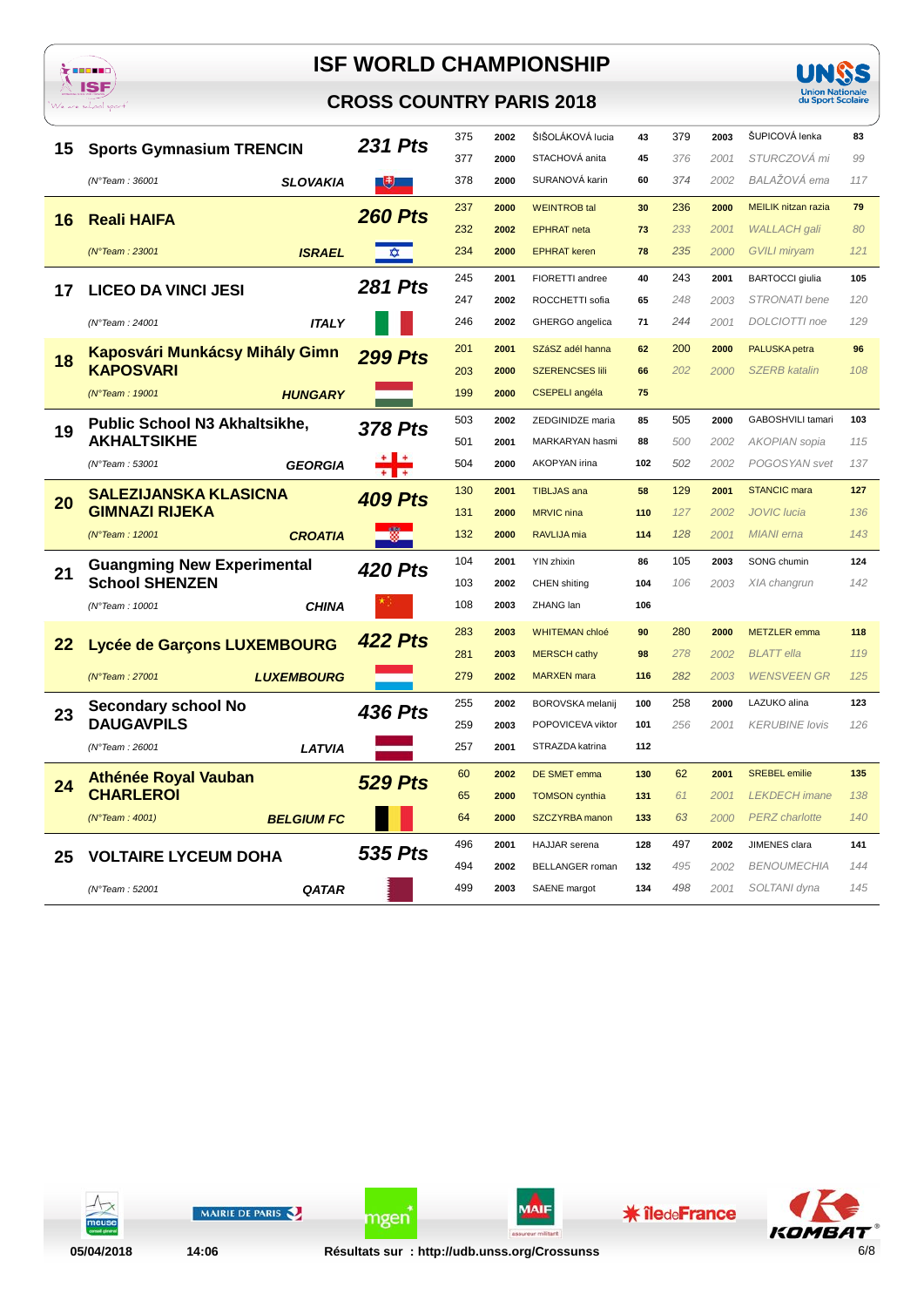# ISF WORLD CHAMPIONSHIP

## CROSS COUNTRY PARIS 2018

| Rank | Team | Pts | Bib | Year | Name | Place | Bib | Year | Name | Place |
|---|---|---|---|---|---|---|---|---|---|---|
| 15 | **Sports Gymnasium TRENCIN** | **231 Pts** | 375 | 2002 | ŠIŠOLÁKOVÁ lucia | 43 | 379 | 2003 | ŠUPICOVÁ lenka | 83 |
| | | | 377 | 2000 | STACHOVÁ anita | 45 | *376* | *2001* | *STURCZOVÁ mi* | *99* |
| | *(N°Team : 36001* **SLOVAKIA** | | 378 | 2000 | SURANOVÁ karin | 60 | *374* | *2002* | *BALAŽOVÁ ema* | *117* |
| 16 | **Reali HAIFA** | **260 Pts** | 237 | 2000 | WEINTROB tal | 30 | 236 | 2000 | MEILIK nitzan razia | 79 |
| | | | 232 | 2002 | EPHRAT neta | 73 | *233* | *2001* | *WALLACH gali* | *80* |
| | *(N°Team : 23001* **ISRAEL** | | 234 | 2000 | EPHRAT keren | 78 | *235* | *2000* | *GVILI miryam* | *121* |
| 17 | **LICEO DA VINCI JESI** | **281 Pts** | 245 | 2001 | FIORETTI andree | 40 | 243 | 2001 | BARTOCCI giulia | 105 |
| | | | 247 | 2002 | ROCCHETTI sofia | 65 | *248* | *2003* | *STRONATI bene* | *120* |
| | *(N°Team : 24001* **ITALY** | | 246 | 2002 | GHERGO angelica | 71 | *244* | *2001* | *DOLCIOTTI noe* | *129* |
| 18 | **Kaposvári Munkácsy Mihály Gimn KAPOSVARI** | **299 Pts** | 201 | 2001 | SZáSZ adél hanna | 62 | 200 | 2000 | PALUSKA petra | 96 |
| | | | 203 | 2000 | SZERENCSES lili | 66 | *202* | *2000* | *SZERB katalin* | *108* |
| | *(N°Team : 19001* **HUNGARY** | | 199 | 2000 | CSEPELI angéla | 75 | | | | |
| 19 | **Public School N3 Akhaltsikhe, AKHALTSIKHE** | **378 Pts** | 503 | 2002 | ZEDGINIDZE maria | 85 | 505 | 2000 | GABOSHVILI tamari | 103 |
| | | | 501 | 2001 | MARKARYAN hasmi | 88 | *500* | *2002* | *AKOPIAN sopia* | *115* |
| | *(N°Team : 53001* **GEORGIA** | | 504 | 2000 | AKOPYAN irina | 102 | *502* | *2002* | *POGOSYAN svet* | *137* |
| 20 | **SALEZIJANSKA KLASICNA GIMNAZI RIJEKA** | **409 Pts** | 130 | 2001 | TIBLJAS ana | 58 | 129 | 2001 | STANCIC mara | 127 |
| | | | 131 | 2000 | MRVIC nina | 110 | *127* | *2002* | *JOVIC lucia* | *136* |
| | *(N°Team : 12001* **CROATIA** | | 132 | 2000 | RAVLIJA mia | 114 | *128* | *2001* | *MIANI erna* | *143* |
| 21 | **Guangming New Experimental School SHENZEN** | **420 Pts** | 104 | 2001 | YIN zhixin | 86 | 105 | 2003 | SONG chumin | 124 |
| | | | 103 | 2002 | CHEN shiting | 104 | *106* | *2003* | *XIA changrun* | *142* |
| | *(N°Team : 10001* **CHINA** | | 108 | 2003 | ZHANG lan | 106 | | | | |
| 22 | **Lycée de Garçons LUXEMBOURG** | **422 Pts** | 283 | 2003 | WHITEMAN chloé | 90 | 280 | 2000 | METZLER emma | 118 |
| | | | 281 | 2003 | MERSCH cathy | 98 | *278* | *2002* | *BLATT ella* | *119* |
| | *(N°Team : 27001* **LUXEMBOURG** | | 279 | 2002 | MARXEN mara | 116 | *282* | *2003* | *WENSVEEN GR* | *125* |
| 23 | **Secondary school No DAUGAVPILS** | **436 Pts** | 255 | 2002 | BOROVSKA melanij | 100 | 258 | 2000 | LAZUKO alina | 123 |
| | | | 259 | 2003 | POPOVICEVA viktor | 101 | *256* | *2001* | *KERUBINE lovis* | *126* |
| | *(N°Team : 26001* **LATVIA** | | 257 | 2001 | STRAZDA katrina | 112 | | | | |
| 24 | **Athénée Royal Vauban CHARLEROI** | **529 Pts** | 60 | 2002 | DE SMET emma | 130 | 62 | 2001 | SREBEL emilie | 135 |
| | | | 65 | 2000 | TOMSON cynthia | 131 | *61* | *2001* | *LEKDECH imane* | *138* |
| | *(N°Team : 4001)* **BELGIUM FC** | | 64 | 2000 | SZCZYRBA manon | 133 | *63* | *2000* | *PERZ charlotte* | *140* |
| 25 | **VOLTAIRE LYCEUM DOHA** | **535 Pts** | 496 | 2001 | HAJJAR serena | 128 | 497 | 2002 | JIMENES clara | 141 |
| | | | 494 | 2002 | BELLANGER roman | 132 | *495* | *2002* | *BENOUMECHIA* | *144* |
| | *(N°Team : 52001* **QATAR** | | 499 | 2003 | SAENE margot | 134 | *498* | *2001* | *SOLTANI dyna* | *145* |

05/04/2018 14:06 Résultats sur : http://udb.unss.org/Crossunss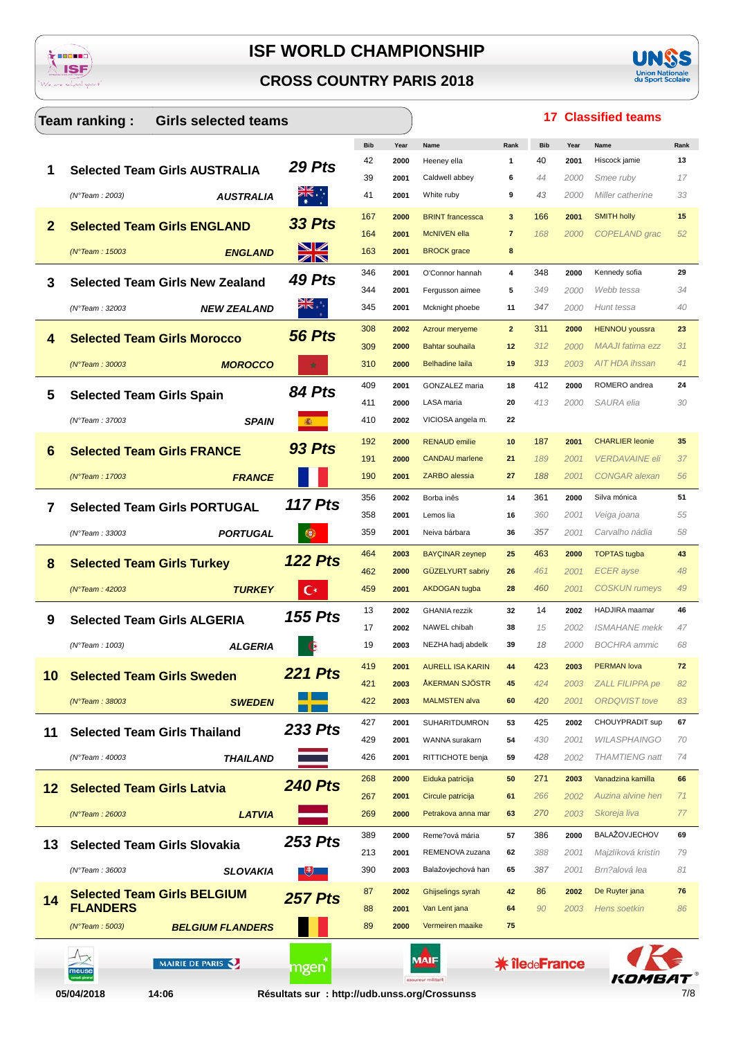# ISF WORLD CHAMPIONSHIP

## CROSS COUNTRY PARIS 2018

**Team ranking : Girls selected teams** — **17 Classified teams**

| Rank | Team | Pts | Bib | Year | Name | Rank | Bib | Year | Name | Rank |
|---|---|---|---|---|---|---|---|---|---|---|
| 1 | Selected Team Girls AUSTRALIA (N°Team : 2003) AUSTRALIA | 29 Pts | 42 | 2000 | Heeney ella | 1 | 40 | 2001 | Hiscock jamie | 13 |
| | | | 39 | 2001 | Caldwell abbey | 6 | *44* | *2000* | *Smee ruby* | *17* |
| | | | 41 | 2001 | White ruby | 9 | *43* | *2000* | *Miller catherine* | *33* |
| 2 | Selected Team Girls ENGLAND (N°Team : 15003) ENGLAND | 33 Pts | 167 | 2000 | BRINT francessca | 3 | 166 | 2001 | SMITH holly | 15 |
| | | | 164 | 2001 | McNIVEN ella | 7 | *168* | *2000* | *COPELAND grac* | *52* |
| | | | 163 | 2001 | BROCK grace | 8 | | | | |
| 3 | Selected Team Girls New Zealand (N°Team : 32003) NEW ZEALAND | 49 Pts | 346 | 2001 | O'Connor hannah | 4 | 348 | 2000 | Kennedy sofia | 29 |
| | | | 344 | 2001 | Fergusson aimee | 5 | *349* | *2000* | *Webb tessa* | *34* |
| | | | 345 | 2001 | Mcknight phoebe | 11 | *347* | *2000* | *Hunt tessa* | *40* |
| 4 | Selected Team Girls Morocco (N°Team : 30003) MOROCCO | 56 Pts | 308 | 2002 | Azrour meryeme | 2 | 311 | 2000 | HENNOU youssra | 23 |
| | | | 309 | 2000 | Bahtar souhaila | 12 | *312* | *2000* | *MAAJI fatima ezz* | *31* |
| | | | 310 | 2000 | Belhadine laila | 19 | *313* | *2003* | *AIT HDA ihssan* | *41* |
| 5 | Selected Team Girls Spain (N°Team : 37003) SPAIN | 84 Pts | 409 | 2001 | GONZALEZ maria | 18 | 412 | 2000 | ROMERO andrea | 24 |
| | | | 411 | 2000 | LASA maria | 20 | *413* | *2000* | *SAURA elia* | *30* |
| | | | 410 | 2002 | VICIOSA angela m. | 22 | | | | |
| 6 | Selected Team Girls FRANCE (N°Team : 17003) FRANCE | 93 Pts | 192 | 2000 | RENAUD emilie | 10 | 187 | 2001 | CHARLIER leonie | 35 |
| | | | 191 | 2000 | CANDAU marlene | 21 | *189* | *2001* | *VERDAVAINE eli* | *37* |
| | | | 190 | 2001 | ZARBO alessia | 27 | *188* | *2001* | *CONGAR alexan* | *56* |
| 7 | Selected Team Girls PORTUGAL (N°Team : 33003) PORTUGAL | 117 Pts | 356 | 2002 | Borba inês | 14 | 361 | 2000 | Silva mónica | 51 |
| | | | 358 | 2001 | Lemos lia | 16 | *360* | *2001* | *Veiga joana* | *55* |
| | | | 359 | 2001 | Neiva bárbara | 36 | *357* | *2001* | *Carvalho nádia* | *58* |
| 8 | Selected Team Girls Turkey (N°Team : 42003) TURKEY | 122 Pts | 464 | 2003 | BAYÇINAR zeynep | 25 | 463 | 2000 | TOPTAS tugba | 43 |
| | | | 462 | 2000 | GÜZELYURT sabriy | 26 | *461* | *2001* | *ECER ayse* | *48* |
| | | | 459 | 2001 | AKDOGAN tugba | 28 | *460* | *2001* | *COSKUN rumeys* | *49* |
| 9 | Selected Team Girls ALGERIA (N°Team : 1003) ALGERIA | 155 Pts | 13 | 2002 | GHANIA rezzik | 32 | 14 | 2002 | HADJIRA maamar | 46 |
| | | | 17 | 2002 | NAWEL chibah | 38 | *15* | *2002* | *ISMAHANE mekk* | *47* |
| | | | 19 | 2003 | NEZHA hadj abdelk | 39 | *18* | *2000* | *BOCHRA ammic* | *68* |
| 10 | Selected Team Girls Sweden (N°Team : 38003) SWEDEN | 221 Pts | 419 | 2001 | AURELL ISA KARIN | 44 | 423 | 2003 | PERMAN lova | 72 |
| | | | 421 | 2003 | ÅKERMAN SJÖSTR | 45 | *424* | *2003* | *ZALL FILIPPA pe* | *82* |
| | | | 422 | 2003 | MALMSTEN alva | 60 | *420* | *2001* | *ORDQVIST tove* | *83* |
| 11 | Selected Team Girls Thailand (N°Team : 40003) THAILAND | 233 Pts | 427 | 2001 | SUHARITDUMRON | 53 | 425 | 2002 | CHOUYPRADIT sup | 67 |
| | | | 429 | 2001 | WANNA surakarn | 54 | *430* | *2001* | *WILASPHAINGO* | *70* |
| | | | 426 | 2001 | RITTICHOTE benja | 59 | *428* | *2002* | *THAMTIENG natt* | *74* |
| 12 | Selected Team Girls Latvia (N°Team : 26003) LATVIA | 240 Pts | 268 | 2000 | Eiduka patricija | 50 | 271 | 2003 | Vanadzina kamilla | 66 |
| | | | 267 | 2001 | Circule patricija | 61 | *266* | *2002* | *Auzina alvine hen* | *71* |
| | | | 269 | 2000 | Petrakova anna mar | 63 | *270* | *2003* | *Skoreja liva* | *77* |
| 13 | Selected Team Girls Slovakia (N°Team : 36003) SLOVAKIA | 253 Pts | 389 | 2000 | Reme?ová mária | 57 | 386 | 2000 | BALAŽOVJECHOV | 69 |
| | | | 213 | 2001 | REMENOVA zuzana | 62 | *388* | *2001* | *Majzlíková kristín* | *79* |
| | | | 390 | 2003 | Balažovjechová han | 65 | *387* | *2001* | *Brn?alová lea* | *81* |
| 14 | Selected Team Girls BELGIUM FLANDERS (N°Team : 5003) BELGIUM FLANDERS | 257 Pts | 87 | 2002 | Ghijselings syrah | 42 | 86 | 2002 | De Ruyter jana | 76 |
| | | | 88 | 2001 | Van Lent jana | 64 | *90* | *2003* | *Hens soetkin* | *86* |
| | | | 89 | 2000 | Vermeiren maaike | 75 | | | | |

05/04/2018 14:06 Résultats sur : http://udb.unss.org/Crossunss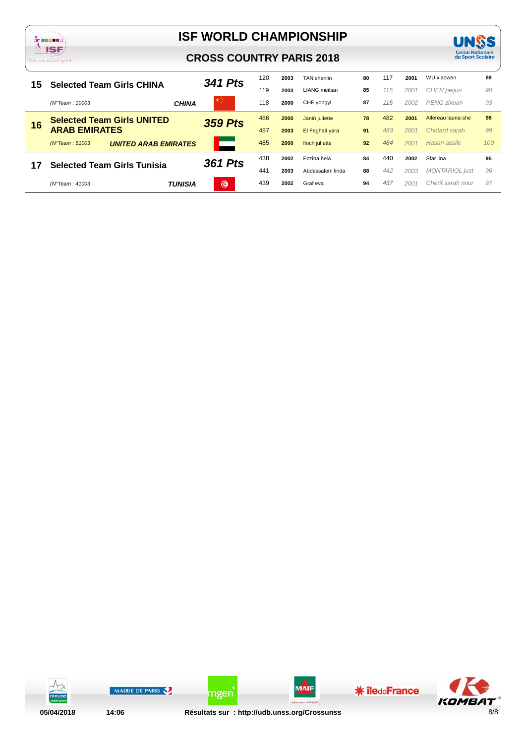# ISF WORLD CHAMPIONSHIP

## CROSS COUNTRY PARIS 2018

| Rank | Team | Pts | Bib | Year | Name | Pos | Bib | Year | Name | Pos |
|---|---|---|---|---|---|---|---|---|---|---|
| 15 | Selected Team Girls CHINA (N°Team : 10003) CHINA | 341 Pts | 120 | 2003 | TAN shanlin | 80 | 117 | 2001 | WU xiaowen | 89 |
| | | | 119 | 2003 | LIANG meitian | 85 | 115 | 2001 | CHEN peijun | 90 |
| | | | 118 | 2000 | CHE yongyi | 87 | 116 | 2002 | PENG zixuan | 93 |
| 16 | Selected Team Girls UNITED ARAB EMIRATES (N°Team : 51003) UNITED ARAB EMIRATES | 359 Pts | 486 | 2000 | Janin juliette | 78 | 482 | 2001 | Allereau launa-she | 98 |
| | | | 487 | 2003 | El Feghali yara | 91 | 483 | 2001 | Chotard sarah | 99 |
| | | | 485 | 2000 | floch juliette | 92 | 484 | 2001 | Hasan assile | 100 |
| 17 | Selected Team Girls Tunisia (N°Team : 41003) TUNISIA | 361 Pts | 438 | 2002 | Ezzina hela | 84 | 440 | 2002 | Sfar lina | 95 |
| | | | 441 | 2003 | Abdessalem linda | 88 | 442 | 2003 | MONTARIOL just | 96 |
| | | | 439 | 2002 | Graf eva | 94 | 437 | 2001 | Cherif sarah nour | 97 |

05/04/2018 14:06 Résultats sur : http://udb.unss.org/Crossunss